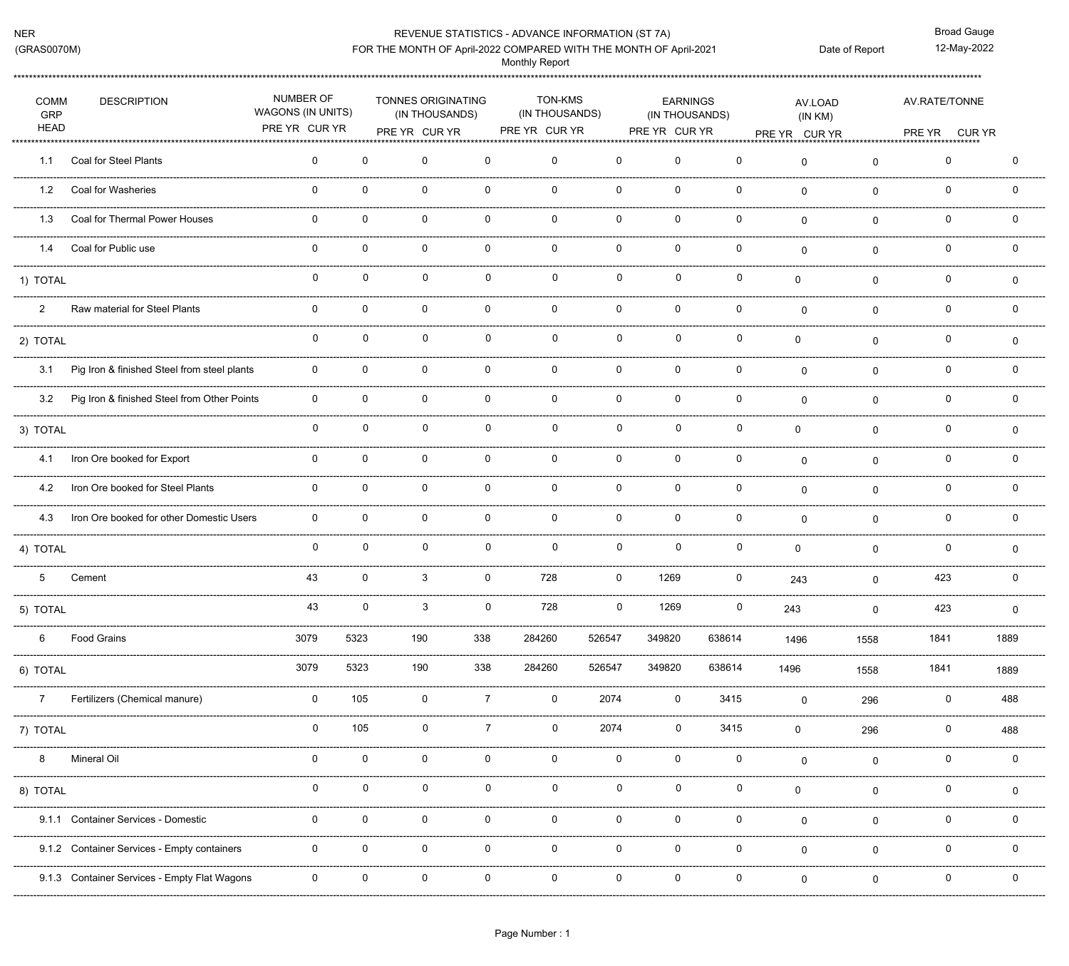NER
(GRAS0070M)

REVENUE STATISTICS - ADVANCE INFORMATION (ST 7A)
FOR THE MONTH OF April-2022 COMPARED WITH THE MONTH OF April-2021
Monthly Report

Date of Report

Broad Gauge
12-May-2022

| COMM GRP HEAD | DESCRIPTION | NUMBER OF WAGONS (IN UNITS) | | TONNES ORIGINATING (IN THOUSANDS) | | TON-KMS (IN THOUSANDS) | | EARNINGS (IN THOUSANDS) | | AV.LOAD (IN KM) | | AV.RATE/TONNE | |
|---|---|---|---|---|---|---|---|---|---|---|---|---|---|
| | | PRE YR | CUR YR | PRE YR | CUR YR | PRE YR | CUR YR | PRE YR | CUR YR | PRE YR | CUR YR | PRE YR | CUR YR |
| 1.1 | Coal for Steel Plants | 0 | 0 | 0 | 0 | 0 | 0 | 0 | 0 | 0 | 0 | 0 | 0 |
| 1.2 | Coal for Washeries | 0 | 0 | 0 | 0 | 0 | 0 | 0 | 0 | 0 | 0 | 0 | 0 |
| 1.3 | Coal for Thermal Power Houses | 0 | 0 | 0 | 0 | 0 | 0 | 0 | 0 | 0 | 0 | 0 | 0 |
| 1.4 | Coal for Public use | 0 | 0 | 0 | 0 | 0 | 0 | 0 | 0 | 0 | 0 | 0 | 0 |
| 1) TOTAL | | 0 | 0 | 0 | 0 | 0 | 0 | 0 | 0 | 0 | 0 | 0 | 0 |
| 2 | Raw material for Steel Plants | 0 | 0 | 0 | 0 | 0 | 0 | 0 | 0 | 0 | 0 | 0 | 0 |
| 2) TOTAL | | 0 | 0 | 0 | 0 | 0 | 0 | 0 | 0 | 0 | 0 | 0 | 0 |
| 3.1 | Pig Iron & finished Steel from steel plants | 0 | 0 | 0 | 0 | 0 | 0 | 0 | 0 | 0 | 0 | 0 | 0 |
| 3.2 | Pig Iron & finished Steel from Other Points | 0 | 0 | 0 | 0 | 0 | 0 | 0 | 0 | 0 | 0 | 0 | 0 |
| 3) TOTAL | | 0 | 0 | 0 | 0 | 0 | 0 | 0 | 0 | 0 | 0 | 0 | 0 |
| 4.1 | Iron Ore booked for Export | 0 | 0 | 0 | 0 | 0 | 0 | 0 | 0 | 0 | 0 | 0 | 0 |
| 4.2 | Iron Ore booked for Steel Plants | 0 | 0 | 0 | 0 | 0 | 0 | 0 | 0 | 0 | 0 | 0 | 0 |
| 4.3 | Iron Ore booked for other Domestic Users | 0 | 0 | 0 | 0 | 0 | 0 | 0 | 0 | 0 | 0 | 0 | 0 |
| 4) TOTAL | | 0 | 0 | 0 | 0 | 0 | 0 | 0 | 0 | 0 | 0 | 0 | 0 |
| 5 | Cement | 43 | 0 | 3 | 0 | 728 | 0 | 1269 | 0 | 243 | 0 | 423 | 0 |
| 5) TOTAL | | 43 | 0 | 3 | 0 | 728 | 0 | 1269 | 0 | 243 | 0 | 423 | 0 |
| 6 | Food Grains | 3079 | 5323 | 190 | 338 | 284260 | 526547 | 349820 | 638614 | 1496 | 1558 | 1841 | 1889 |
| 6) TOTAL | | 3079 | 5323 | 190 | 338 | 284260 | 526547 | 349820 | 638614 | 1496 | 1558 | 1841 | 1889 |
| 7 | Fertilizers (Chemical manure) | 0 | 105 | 0 | 7 | 0 | 2074 | 0 | 3415 | 0 | 296 | 0 | 488 |
| 7) TOTAL | | 0 | 105 | 0 | 7 | 0 | 2074 | 0 | 3415 | 0 | 296 | 0 | 488 |
| 8 | Mineral Oil | 0 | 0 | 0 | 0 | 0 | 0 | 0 | 0 | 0 | 0 | 0 | 0 |
| 8) TOTAL | | 0 | 0 | 0 | 0 | 0 | 0 | 0 | 0 | 0 | 0 | 0 | 0 |
| 9.1.1 | Container Services - Domestic | 0 | 0 | 0 | 0 | 0 | 0 | 0 | 0 | 0 | 0 | 0 | 0 |
| 9.1.2 | Container Services - Empty containers | 0 | 0 | 0 | 0 | 0 | 0 | 0 | 0 | 0 | 0 | 0 | 0 |
| 9.1.3 | Container Services - Empty Flat Wagons | 0 | 0 | 0 | 0 | 0 | 0 | 0 | 0 | 0 | 0 | 0 | 0 |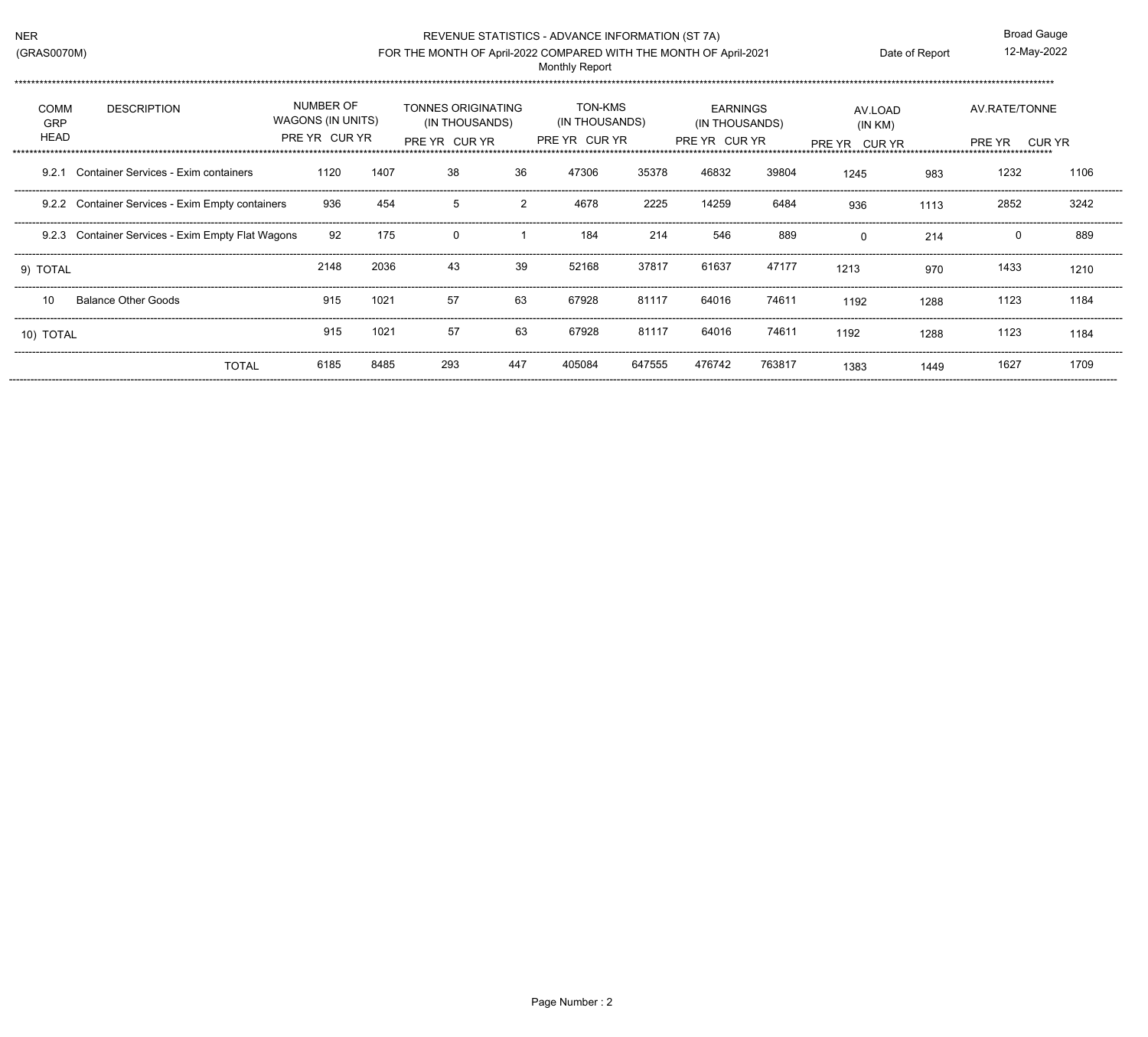NER
(GRAS0070M)

REVENUE STATISTICS - ADVANCE INFORMATION (ST 7A)
FOR THE MONTH OF April-2022 COMPARED WITH THE MONTH OF April-2021
Monthly Report

Broad Gauge
Date of Report 12-May-2022

| COMM GRP HEAD | DESCRIPTION | NUMBER OF WAGONS (IN UNITS) | | TONNES ORIGINATING (IN THOUSANDS) | | TON-KMS (IN THOUSANDS) | | EARNINGS (IN THOUSANDS) | | AV.LOAD (IN KM) | | AV.RATE/TONNE | |
|---|---|---|---|---|---|---|---|---|---|---|---|---|---|
| | | PRE YR | CUR YR | PRE YR | CUR YR | PRE YR | CUR YR | PRE YR | CUR YR | PRE YR | CUR YR | PRE YR | CUR YR |
| 9.2.1 | Container Services - Exim containers | 1120 | 1407 | 38 | 36 | 47306 | 35378 | 46832 | 39804 | 1245 | 983 | 1232 | 1106 |
| 9.2.2 | Container Services - Exim Empty containers | 936 | 454 | 5 | 2 | 4678 | 2225 | 14259 | 6484 | 936 | 1113 | 2852 | 3242 |
| 9.2.3 | Container Services - Exim Empty Flat Wagons | 92 | 175 | 0 | 1 | 184 | 214 | 546 | 889 | 0 | 214 | 0 | 889 |
| 9) TOTAL | | 2148 | 2036 | 43 | 39 | 52168 | 37817 | 61637 | 47177 | 1213 | 970 | 1433 | 1210 |
| 10 | Balance Other Goods | 915 | 1021 | 57 | 63 | 67928 | 81117 | 64016 | 74611 | 1192 | 1288 | 1123 | 1184 |
| 10) TOTAL | | 915 | 1021 | 57 | 63 | 67928 | 81117 | 64016 | 74611 | 1192 | 1288 | 1123 | 1184 |
| | TOTAL | 6185 | 8485 | 293 | 447 | 405084 | 647555 | 476742 | 763817 | 1383 | 1449 | 1627 | 1709 |